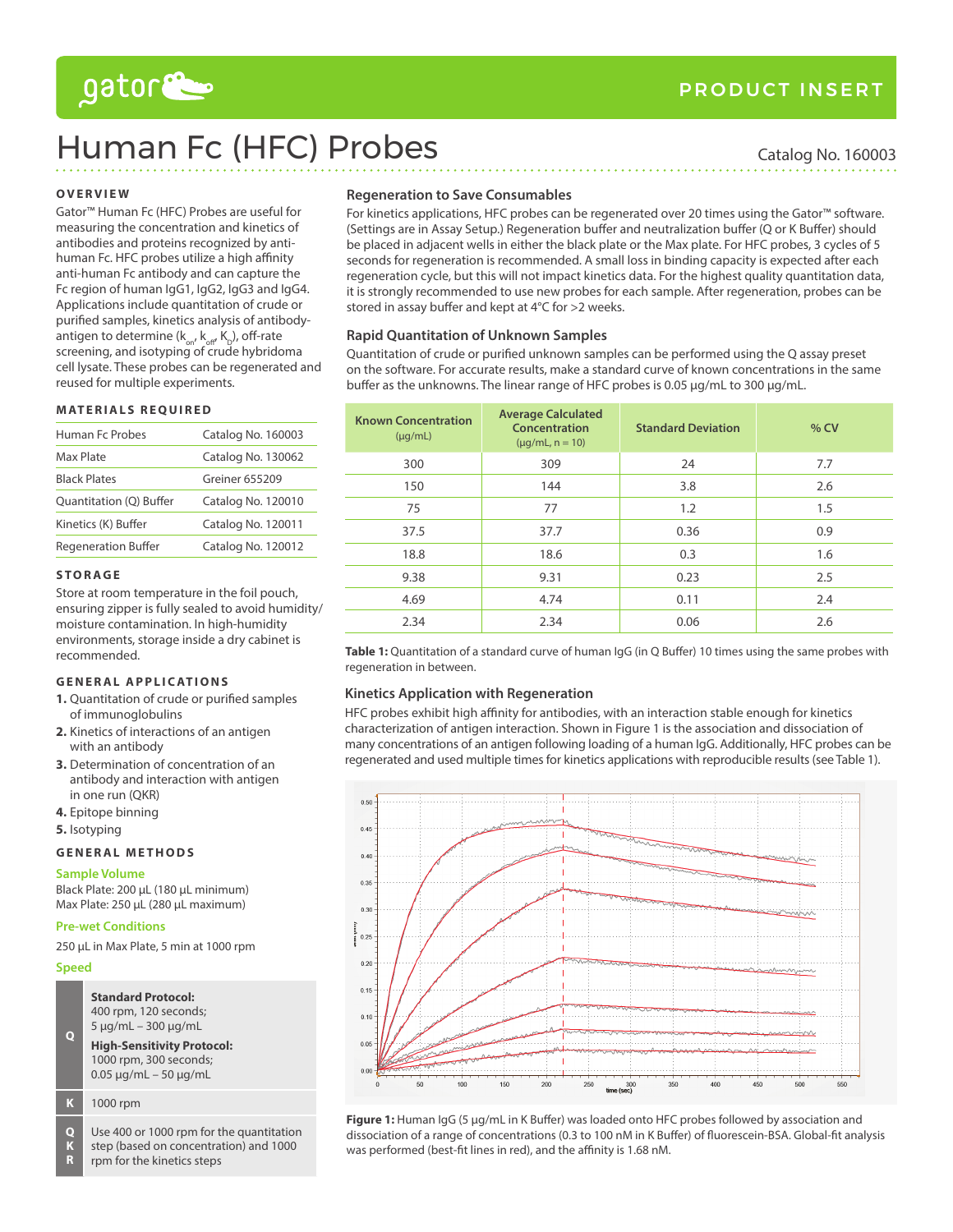# Human Fc (HFC) Probes

Catalog No. 160003

## OVERVIEW

Gator™ Human Fc (HFC) Probes are useful for measuring the concentration and kinetics of antibodies and proteins recognized by anti-human Fc. HFC probes utilize a high affinity anti-human Fc antibody and can capture the Fc region of human IgG1, IgG2, IgG3 and IgG4. Applications include quantitation of crude or purified samples, kinetics analysis of antibody-antigen to determine ($k_{on}$, $k_{off}$, $K_D$), off-rate screening, and isotyping of crude hybridoma cell lysate. These probes can be regenerated and reused for multiple experiments.

## MATERIALS REQUIRED

| | |
|---|---|
| Human Fc Probes | Catalog No. 160003 |
| Max Plate | Catalog No. 130062 |
| Black Plates | Greiner 655209 |
| Quantitation (Q) Buffer | Catalog No. 120010 |
| Kinetics (K) Buffer | Catalog No. 120011 |
| Regeneration Buffer | Catalog No. 120012 |

## STORAGE

Store at room temperature in the foil pouch, ensuring zipper is fully sealed to avoid humidity/moisture contamination. In high-humidity environments, storage inside a dry cabinet is recommended.

## GENERAL APPLICATIONS

1. Quantitation of crude or purified samples of immunoglobulins
2. Kinetics of interactions of an antigen with an antibody
3. Determination of concentration of an antibody and interaction with antigen in one run (QKR)
4. Epitope binning
5. Isotyping

## GENERAL METHODS

### Sample Volume

Black Plate: 200 µL (180 µL minimum)
Max Plate: 250 µL (280 µL maximum)

### Pre-wet Conditions

250 µL in Max Plate, 5 min at 1000 rpm

### Speed

| | |
|---|---|
| Q | **Standard Protocol:** 400 rpm, 120 seconds; 5 µg/mL – 300 µg/mL<br>**High-Sensitivity Protocol:** 1000 rpm, 300 seconds; 0.05 µg/mL – 50 µg/mL |
| K | 1000 rpm |
| QKR | Use 400 or 1000 rpm for the quantitation step (based on concentration) and 1000 rpm for the kinetics steps |

## Regeneration to Save Consumables

For kinetics applications, HFC probes can be regenerated over 20 times using the Gator™ software. (Settings are in Assay Setup.) Regeneration buffer and neutralization buffer (Q or K Buffer) should be placed in adjacent wells in either the black plate or the Max plate. For HFC probes, 3 cycles of 5 seconds for regeneration is recommended. A small loss in binding capacity is expected after each regeneration cycle, but this will not impact kinetics data. For the highest quality quantitation data, it is strongly recommended to use new probes for each sample. After regeneration, probes can be stored in assay buffer and kept at 4°C for >2 weeks.

## Rapid Quantitation of Unknown Samples

Quantitation of crude or purified unknown samples can be performed using the Q assay preset on the software. For accurate results, make a standard curve of known concentrations in the same buffer as the unknowns. The linear range of HFC probes is 0.05 µg/mL to 300 µg/mL.

| Known Concentration (µg/mL) | Average Calculated Concentration (µg/mL, n = 10) | Standard Deviation | % CV |
|---|---|---|---|
| 300 | 309 | 24 | 7.7 |
| 150 | 144 | 3.8 | 2.6 |
| 75 | 77 | 1.2 | 1.5 |
| 37.5 | 37.7 | 0.36 | 0.9 |
| 18.8 | 18.6 | 0.3 | 1.6 |
| 9.38 | 9.31 | 0.23 | 2.5 |
| 4.69 | 4.74 | 0.11 | 2.4 |
| 2.34 | 2.34 | 0.06 | 2.6 |

**Table 1:** Quantitation of a standard curve of human IgG (in Q Buffer) 10 times using the same probes with regeneration in between.

## Kinetics Application with Regeneration

HFC probes exhibit high affinity for antibodies, with an interaction stable enough for kinetics characterization of antigen interaction. Shown in Figure 1 is the association and dissociation of many concentrations of an antigen following loading of a human IgG. Additionally, HFC probes can be regenerated and used multiple times for kinetics applications with reproducible results (see Table 1).

**Figure 1:** Human IgG (5 µg/mL in K Buffer) was loaded onto HFC probes followed by association and dissociation of a range of concentrations (0.3 to 100 nM in K Buffer) of fluorescein-BSA. Global-fit analysis was performed (best-fit lines in red), and the affinity is 1.68 nM.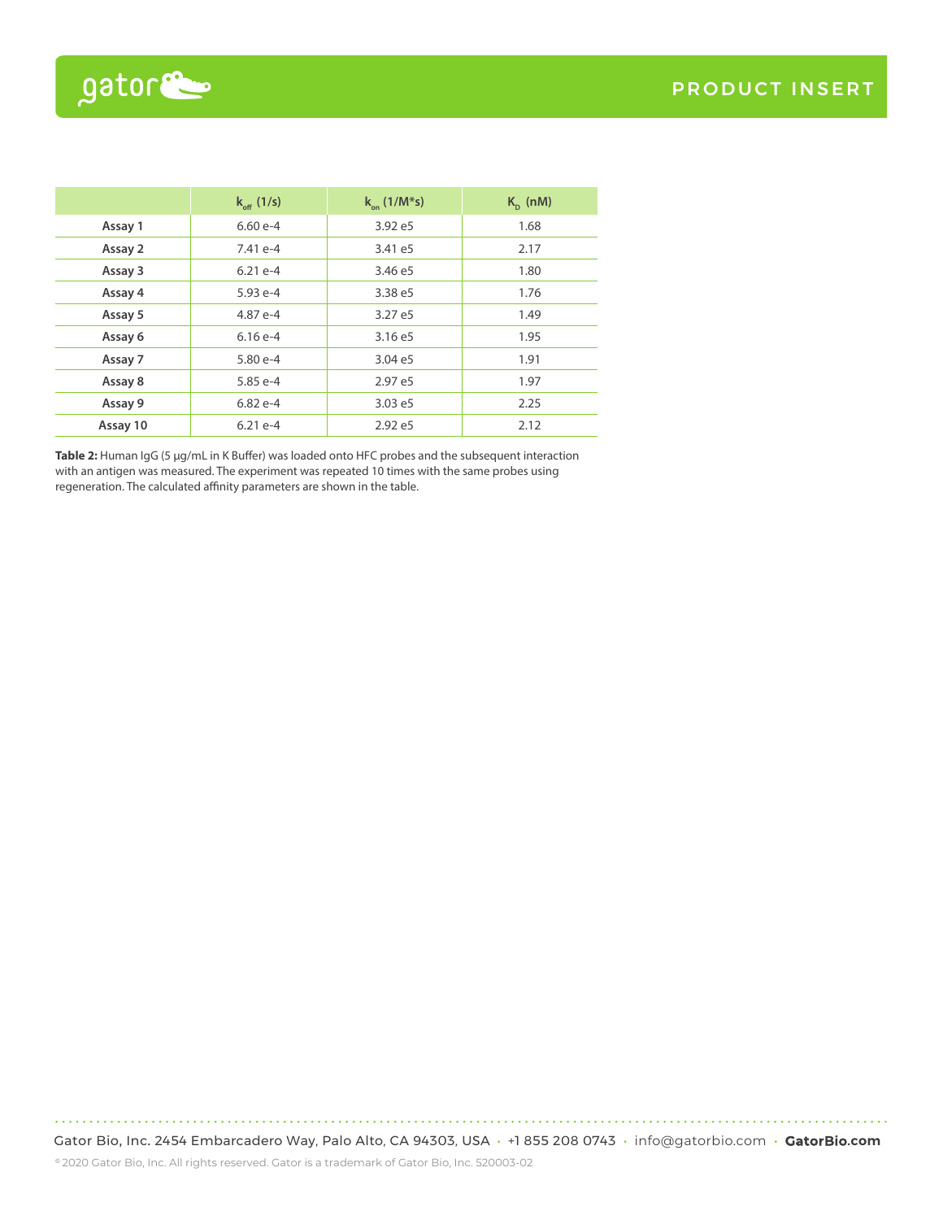| | $k_{off}$ (1/s) | $k_{on}$ (1/M*s) | $K_D$ (nM) |
|---|---|---|---|
| **Assay 1** | 6.60 e-4 | 3.92 e5 | 1.68 |
| **Assay 2** | 7.41 e-4 | 3.41 e5 | 2.17 |
| **Assay 3** | 6.21 e-4 | 3.46 e5 | 1.80 |
| **Assay 4** | 5.93 e-4 | 3.38 e5 | 1.76 |
| **Assay 5** | 4.87 e-4 | 3.27 e5 | 1.49 |
| **Assay 6** | 6.16 e-4 | 3.16 e5 | 1.95 |
| **Assay 7** | 5.80 e-4 | 3.04 e5 | 1.91 |
| **Assay 8** | 5.85 e-4 | 2.97 e5 | 1.97 |
| **Assay 9** | 6.82 e-4 | 3.03 e5 | 2.25 |
| **Assay 10** | 6.21 e-4 | 2.92 e5 | 2.12 |

**Table 2:** Human IgG (5 µg/mL in K Buffer) was loaded onto HFC probes and the subsequent interaction with an antigen was measured. The experiment was repeated 10 times with the same probes using regeneration. The calculated affinity parameters are shown in the table.